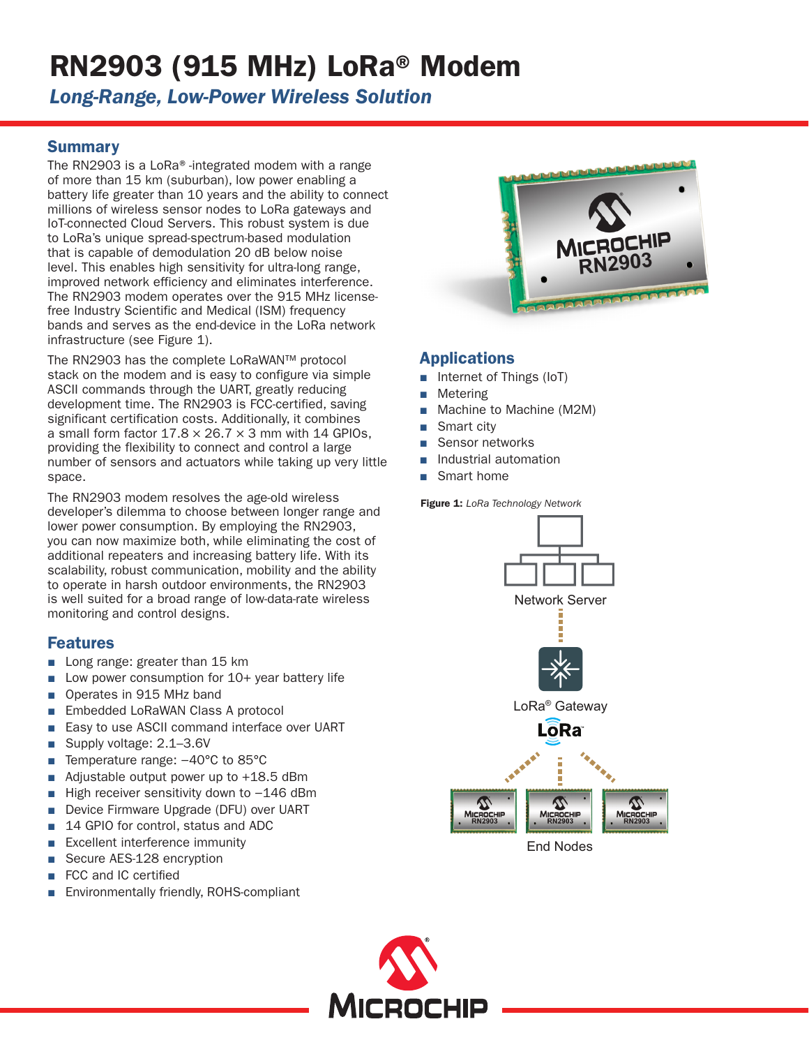# RN2903 (915 MHz) LoRa® Modem

## *Long-Range, Low-Power Wireless Solution*

## Summary

The RN2903 is a LoRa® -integrated modem with a range of more than 15 km (suburban), low power enabling a battery life greater than 10 years and the ability to connect millions of wireless sensor nodes to LoRa gateways and IoT-connected Cloud Servers. This robust system is due to LoRa's unique spread-spectrum-based modulation that is capable of demodulation 20 dB below noise level. This enables high sensitivity for ultra-long range, improved network efficiency and eliminates interference. The RN2903 modem operates over the 915 MHz license-free Industry Scientific and Medical (ISM) frequency bands and serves as the end-device in the LoRa network infrastructure (see Figure 1).

The RN2903 has the complete LoRaWAN™ protocol stack on the modem and is easy to configure via simple ASCII commands through the UART, greatly reducing development time. The RN2903 is FCC-certified, saving significant certification costs. Additionally, it combines a small form factor 17.8 × 26.7 × 3 mm with 14 GPIOs, providing the flexibility to connect and control a large number of sensors and actuators while taking up very little space.

The RN2903 modem resolves the age-old wireless developer's dilemma to choose between longer range and lower power consumption. By employing the RN2903, you can now maximize both, while eliminating the cost of additional repeaters and increasing battery life. With its scalability, robust communication, mobility and the ability to operate in harsh outdoor environments, the RN2903 is well suited for a broad range of low-data-rate wireless monitoring and control designs.

## Features

- Long range: greater than 15 km
- Low power consumption for 10+ year battery life
- Operates in 915 MHz band
- Embedded LoRaWAN Class A protocol
- Easy to use ASCII command interface over UART
- Supply voltage: 2.1–3.6V
- Temperature range: –40°C to 85°C
- Adjustable output power up to +18.5 dBm
- High receiver sensitivity down to –146 dBm
- Device Firmware Upgrade (DFU) over UART
- 14 GPIO for control, status and ADC
- Excellent interference immunity
- Secure AES-128 encryption
- FCC and IC certified
- Environmentally friendly, ROHS-compliant

## Applications

- Internet of Things (IoT)
- Metering
- Machine to Machine (M2M)
- Smart city
- Sensor networks
- Industrial automation
- Smart home

**Figure 1:** *LoRa Technology Network*

Network Server

LoRa® Gateway

LoRa

End Nodes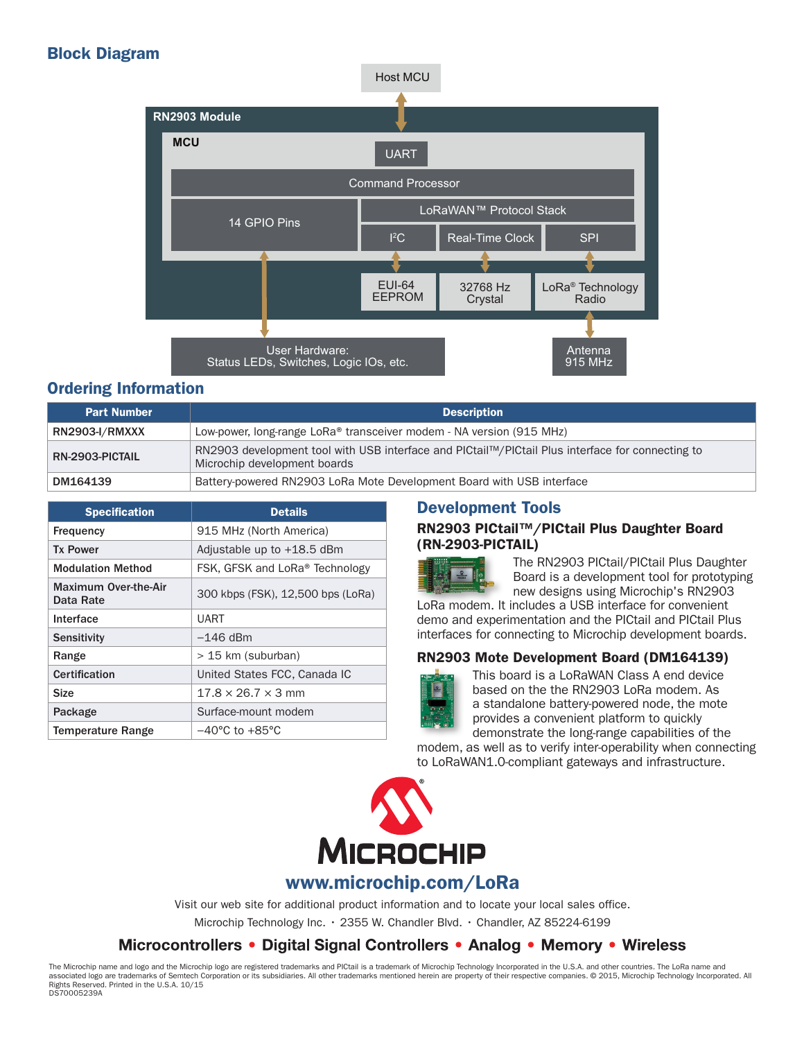## Block Diagram

Host MCU

RN2903 Module

MCU

UART

Command Processor

14 GPIO Pins

LoRaWAN™ Protocol Stack

I²C

Real-Time Clock

SPI

EUI-64 EEPROM

32768 Hz Crystal

LoRa® Technology Radio

User Hardware: Status LEDs, Switches, Logic IOs, etc.

Antenna 915 MHz

## Ordering Information

| Part Number | Description |
|---|---|
| RN2903-I/RMXXX | Low-power, long-range LoRa® transceiver modem - NA version (915 MHz) |
| RN-2903-PICTAIL | RN2903 development tool with USB interface and PICtail™/PICtail Plus interface for connecting to Microchip development boards |
| DM164139 | Battery-powered RN2903 LoRa Mote Development Board with USB interface |

| Specification | Details |
|---|---|
| Frequency | 915 MHz (North America) |
| Tx Power | Adjustable up to +18.5 dBm |
| Modulation Method | FSK, GFSK and LoRa® Technology |
| Maximum Over-the-Air Data Rate | 300 kbps (FSK), 12,500 bps (LoRa) |
| Interface | UART |
| Sensitivity | –146 dBm |
| Range | > 15 km (suburban) |
| Certification | United States FCC, Canada IC |
| Size | 17.8 × 26.7 × 3 mm |
| Package | Surface-mount modem |
| Temperature Range | –40°C to +85°C |

## Development Tools

### RN2903 PICtail™/PICtail Plus Daughter Board (RN-2903-PICTAIL)

The RN2903 PICtail/PICtail Plus Daughter Board is a development tool for prototyping new designs using Microchip's RN2903 LoRa modem. It includes a USB interface for convenient demo and experimentation and the PICtail and PICtail Plus interfaces for connecting to Microchip development boards.

### RN2903 Mote Development Board (DM164139)

This board is a LoRaWAN Class A end device based on the the RN2903 LoRa modem. As a standalone battery-powered node, the mote provides a convenient platform to quickly demonstrate the long-range capabilities of the modem, as well as to verify inter-operability when connecting to LoRaWAN1.0-compliant gateways and infrastructure.

MICROCHIP

**www.microchip.com/LoRa**

Visit our web site for additional product information and to locate your local sales office.

Microchip Technology Inc. • 2355 W. Chandler Blvd. • Chandler, AZ 85224-6199

**Microcontrollers • Digital Signal Controllers • Analog • Memory • Wireless**

The Microchip name and logo and the Microchip logo are registered trademarks and PICtail is a trademark of Microchip Technology Incorporated in the U.S.A. and other countries. The LoRa name and associated logo are trademarks of Semtech Corporation or its subsidiaries. All other trademarks mentioned herein are property of their respective companies. © 2015, Microchip Technology Incorporated. All Rights Reserved. Printed in the U.S.A. 10/15
DS70005239A